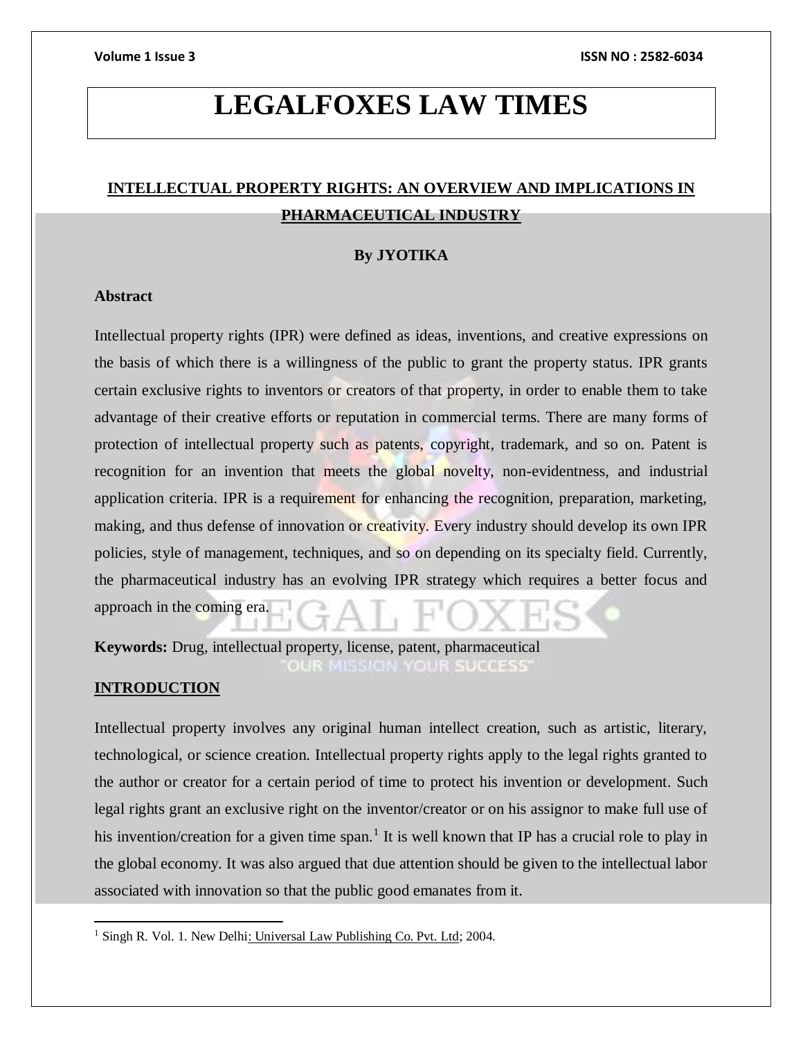# LEGALFOXES LAW TIMES

## INTELLECTUAL PROPERTY RIGHTS: AN OVERVIEW AND IMPLICATIONS IN PHARMACEUTICAL INDUSTRY

**By JYOTIKA**

### Abstract

Intellectual property rights (IPR) were defined as ideas, inventions, and creative expressions on the basis of which there is a willingness of the public to grant the property status. IPR grants certain exclusive rights to inventors or creators of that property, in order to enable them to take advantage of their creative efforts or reputation in commercial terms. There are many forms of protection of intellectual property such as patents, copyright, trademark, and so on. Patent is recognition for an invention that meets the global novelty, non-evidentness, and industrial application criteria. IPR is a requirement for enhancing the recognition, preparation, marketing, making, and thus defense of innovation or creativity. Every industry should develop its own IPR policies, style of management, techniques, and so on depending on its specialty field. Currently, the pharmaceutical industry has an evolving IPR strategy which requires a better focus and approach in the coming era.

**Keywords:** Drug, intellectual property, license, patent, pharmaceutical

### INTRODUCTION

Intellectual property involves any original human intellect creation, such as artistic, literary, technological, or science creation. Intellectual property rights apply to the legal rights granted to the author or creator for a certain period of time to protect his invention or development. Such legal rights grant an exclusive right on the inventor/creator or on his assignor to make full use of his invention/creation for a given time span.[1] It is well known that IP has a crucial role to play in the global economy. It was also argued that due attention should be given to the intellectual labor associated with innovation so that the public good emanates from it.

---

[1] Singh R. Vol. 1. New Delhi: Universal Law Publishing Co. Pvt. Ltd; 2004.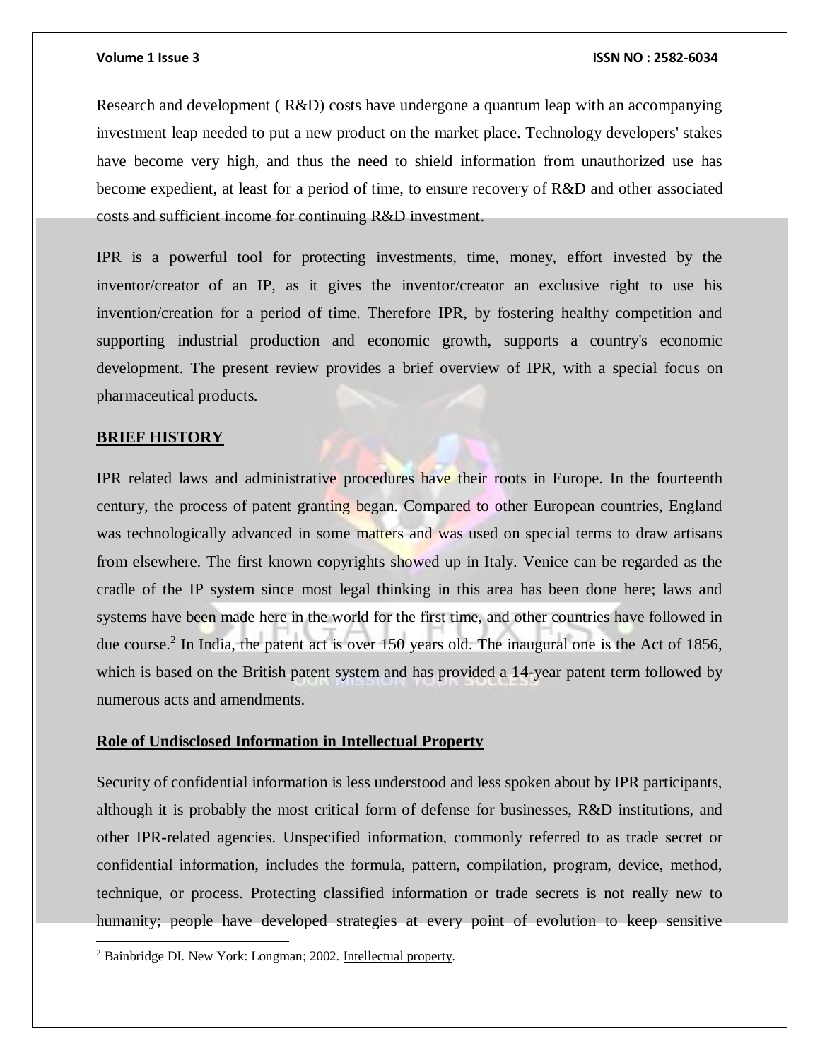Research and development ( R&D) costs have undergone a quantum leap with an accompanying investment leap needed to put a new product on the market place. Technology developers' stakes have become very high, and thus the need to shield information from unauthorized use has become expedient, at least for a period of time, to ensure recovery of R&D and other associated costs and sufficient income for continuing R&D investment.

IPR is a powerful tool for protecting investments, time, money, effort invested by the inventor/creator of an IP, as it gives the inventor/creator an exclusive right to use his invention/creation for a period of time. Therefore IPR, by fostering healthy competition and supporting industrial production and economic growth, supports a country's economic development. The present review provides a brief overview of IPR, with a special focus on pharmaceutical products.

## BRIEF HISTORY

IPR related laws and administrative procedures have their roots in Europe. In the fourteenth century, the process of patent granting began. Compared to other European countries, England was technologically advanced in some matters and was used on special terms to draw artisans from elsewhere. The first known copyrights showed up in Italy. Venice can be regarded as the cradle of the IP system since most legal thinking in this area has been done here; laws and systems have been made here in the world for the first time, and other countries have followed in due course.[2] In India, the patent act is over 150 years old. The inaugural one is the Act of 1856, which is based on the British patent system and has provided a 14-year patent term followed by numerous acts and amendments.

## Role of Undisclosed Information in Intellectual Property

Security of confidential information is less understood and less spoken about by IPR participants, although it is probably the most critical form of defense for businesses, R&D institutions, and other IPR-related agencies. Unspecified information, commonly referred to as trade secret or confidential information, includes the formula, pattern, compilation, program, device, method, technique, or process. Protecting classified information or trade secrets is not really new to humanity; people have developed strategies at every point of evolution to keep sensitive

---

[2] Bainbridge DI. New York: Longman; 2002. Intellectual property.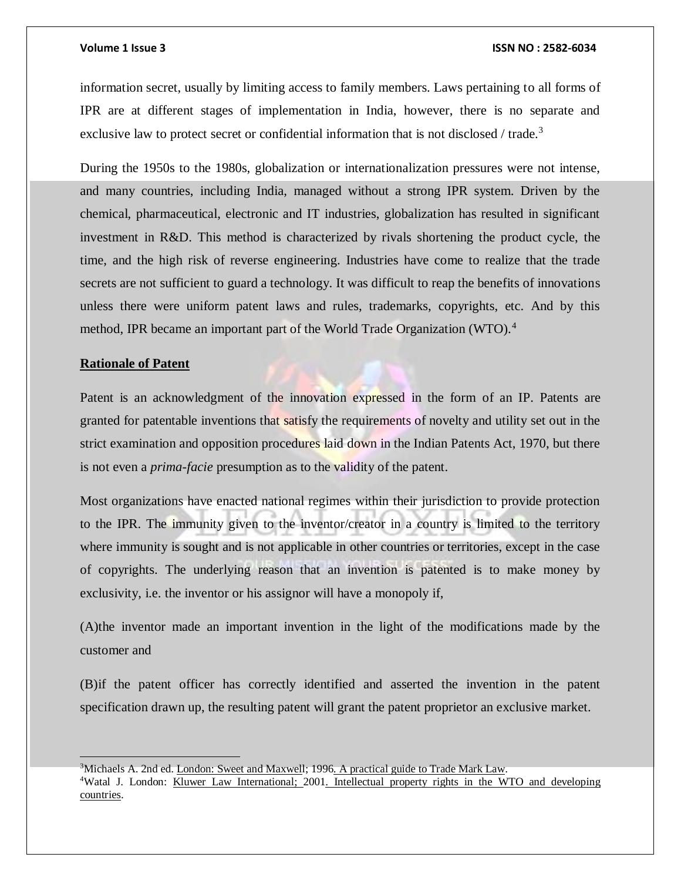information secret, usually by limiting access to family members. Laws pertaining to all forms of IPR are at different stages of implementation in India, however, there is no separate and exclusive law to protect secret or confidential information that is not disclosed / trade.[3]

During the 1950s to the 1980s, globalization or internationalization pressures were not intense, and many countries, including India, managed without a strong IPR system. Driven by the chemical, pharmaceutical, electronic and IT industries, globalization has resulted in significant investment in R&D. This method is characterized by rivals shortening the product cycle, the time, and the high risk of reverse engineering. Industries have come to realize that the trade secrets are not sufficient to guard a technology. It was difficult to reap the benefits of innovations unless there were uniform patent laws and rules, trademarks, copyrights, etc. And by this method, IPR became an important part of the World Trade Organization (WTO).[4]

## Rationale of Patent

Patent is an acknowledgment of the innovation expressed in the form of an IP. Patents are granted for patentable inventions that satisfy the requirements of novelty and utility set out in the strict examination and opposition procedures laid down in the Indian Patents Act, 1970, but there is not even a *prima-facie* presumption as to the validity of the patent.

Most organizations have enacted national regimes within their jurisdiction to provide protection to the IPR. The immunity given to the inventor/creator in a country is limited to the territory where immunity is sought and is not applicable in other countries or territories, except in the case of copyrights. The underlying reason that an invention is patented is to make money by exclusivity, i.e. the inventor or his assignor will have a monopoly if,

(A)the inventor made an important invention in the light of the modifications made by the customer and

(B)if the patent officer has correctly identified and asserted the invention in the patent specification drawn up, the resulting patent will grant the patent proprietor an exclusive market.

---

[3]Michaels A. 2nd ed. London: Sweet and Maxwell; 1996. A practical guide to Trade Mark Law.

[4]Watal J. London: Kluwer Law International; 2001. Intellectual property rights in the WTO and developing countries.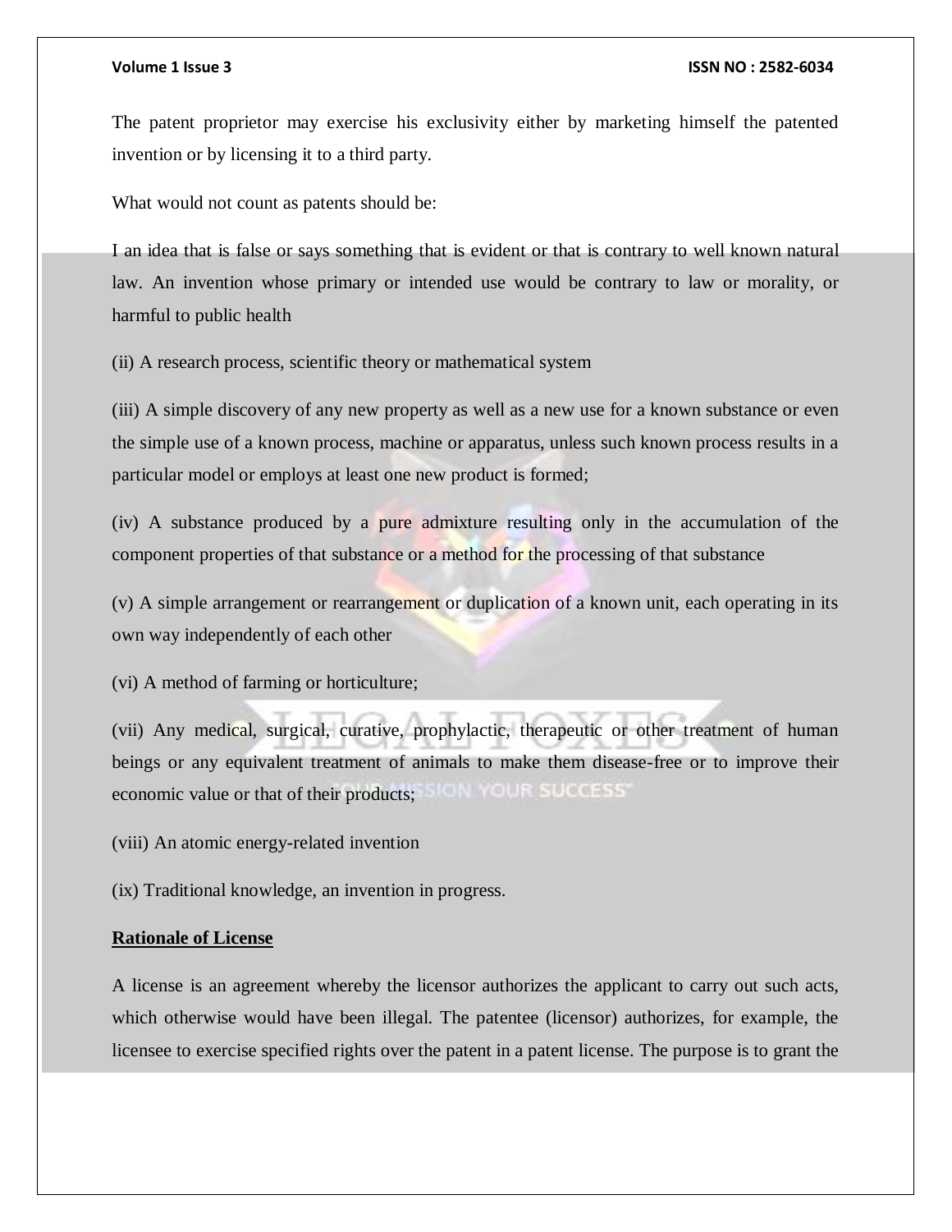The patent proprietor may exercise his exclusivity either by marketing himself the patented invention or by licensing it to a third party.

What would not count as patents should be:

I an idea that is false or says something that is evident or that is contrary to well known natural law. An invention whose primary or intended use would be contrary to law or morality, or harmful to public health

(ii) A research process, scientific theory or mathematical system

(iii) A simple discovery of any new property as well as a new use for a known substance or even the simple use of a known process, machine or apparatus, unless such known process results in a particular model or employs at least one new product is formed;

(iv) A substance produced by a pure admixture resulting only in the accumulation of the component properties of that substance or a method for the processing of that substance

(v) A simple arrangement or rearrangement or duplication of a known unit, each operating in its own way independently of each other

(vi) A method of farming or horticulture;

(vii) Any medical, surgical, curative, prophylactic, therapeutic or other treatment of human beings or any equivalent treatment of animals to make them disease-free or to improve their economic value or that of their products;

(viii) An atomic energy-related invention

(ix) Traditional knowledge, an invention in progress.

**Rationale of License**

A license is an agreement whereby the licensor authorizes the applicant to carry out such acts, which otherwise would have been illegal. The patentee (licensor) authorizes, for example, the licensee to exercise specified rights over the patent in a patent license. The purpose is to grant the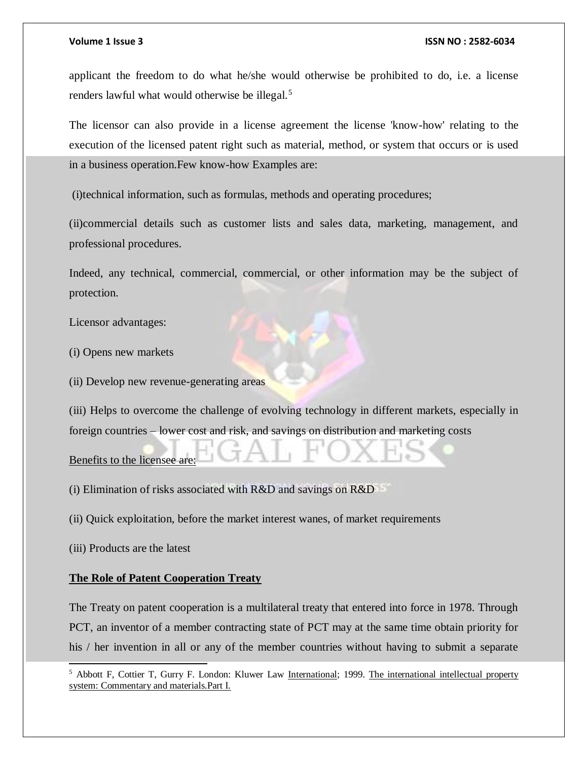applicant the freedom to do what he/she would otherwise be prohibited to do, i.e. a license renders lawful what would otherwise be illegal.[5]

The licensor can also provide in a license agreement the license 'know-how' relating to the execution of the licensed patent right such as material, method, or system that occurs or is used in a business operation.Few know-how Examples are:

(i)technical information, such as formulas, methods and operating procedures;

(ii)commercial details such as customer lists and sales data, marketing, management, and professional procedures.

Indeed, any technical, commercial, commercial, or other information may be the subject of protection.

Licensor advantages:

(i) Opens new markets

(ii) Develop new revenue-generating areas

(iii) Helps to overcome the challenge of evolving technology in different markets, especially in foreign countries – lower cost and risk, and savings on distribution and marketing costs

Benefits to the licensee are:

(i) Elimination of risks associated with R&D and savings on R&D

(ii) Quick exploitation, before the market interest wanes, of market requirements

(iii) Products are the latest

**The Role of Patent Cooperation Treaty**

The Treaty on patent cooperation is a multilateral treaty that entered into force in 1978. Through PCT, an inventor of a member contracting state of PCT may at the same time obtain priority for his / her invention in all or any of the member countries without having to submit a separate

[5] Abbott F, Cottier T, Gurry F. London: Kluwer Law International; 1999. The international intellectual property system: Commentary and materials.Part I.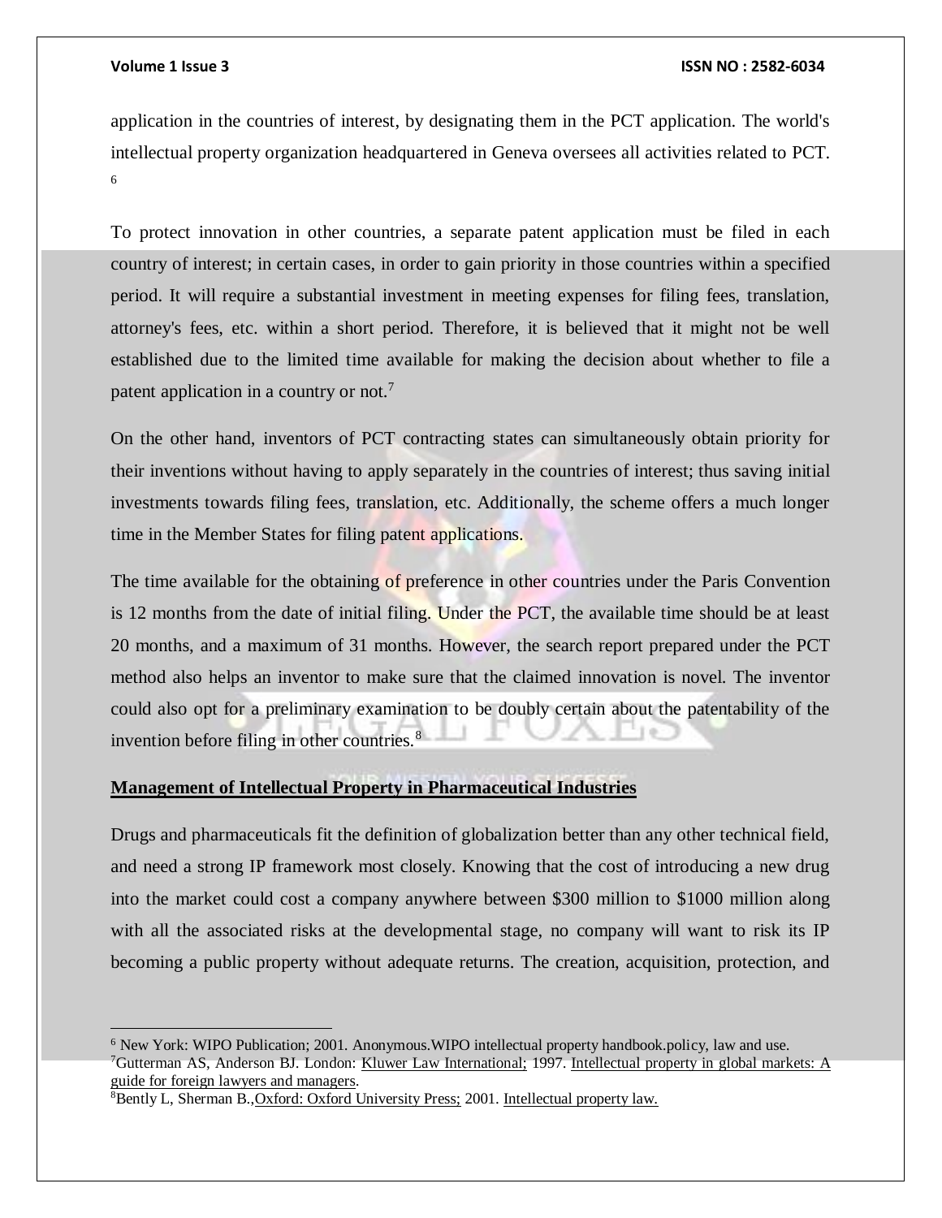application in the countries of interest, by designating them in the PCT application. The world's intellectual property organization headquartered in Geneva oversees all activities related to PCT. [6]

To protect innovation in other countries, a separate patent application must be filed in each country of interest; in certain cases, in order to gain priority in those countries within a specified period. It will require a substantial investment in meeting expenses for filing fees, translation, attorney's fees, etc. within a short period. Therefore, it is believed that it might not be well established due to the limited time available for making the decision about whether to file a patent application in a country or not.[7]

On the other hand, inventors of PCT contracting states can simultaneously obtain priority for their inventions without having to apply separately in the countries of interest; thus saving initial investments towards filing fees, translation, etc. Additionally, the scheme offers a much longer time in the Member States for filing patent applications.

The time available for the obtaining of preference in other countries under the Paris Convention is 12 months from the date of initial filing. Under the PCT, the available time should be at least 20 months, and a maximum of 31 months. However, the search report prepared under the PCT method also helps an inventor to make sure that the claimed innovation is novel. The inventor could also opt for a preliminary examination to be doubly certain about the patentability of the invention before filing in other countries.[8]

**Management of Intellectual Property in Pharmaceutical Industries**

Drugs and pharmaceuticals fit the definition of globalization better than any other technical field, and need a strong IP framework most closely. Knowing that the cost of introducing a new drug into the market could cost a company anywhere between $300 million to $1000 million along with all the associated risks at the developmental stage, no company will want to risk its IP becoming a public property without adequate returns. The creation, acquisition, protection, and

---

[6] New York: WIPO Publication; 2001. Anonymous.WIPO intellectual property handbook.policy, law and use.

[7] Gutterman AS, Anderson BJ. London: Kluwer Law International; 1997. Intellectual property in global markets: A guide for foreign lawyers and managers.

[8] Bently L, Sherman B.,Oxford: Oxford University Press; 2001. Intellectual property law.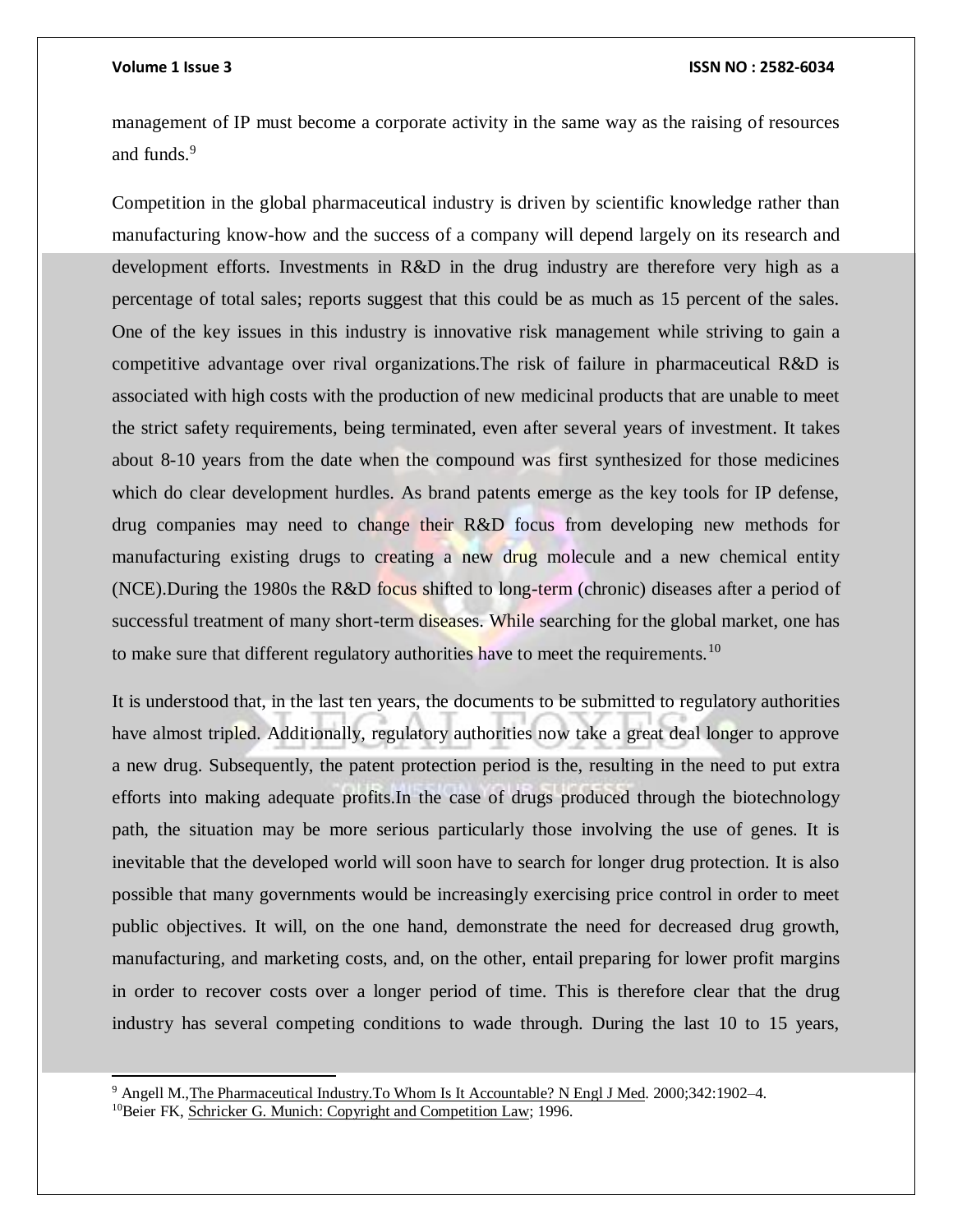management of IP must become a corporate activity in the same way as the raising of resources and funds.[9]

Competition in the global pharmaceutical industry is driven by scientific knowledge rather than manufacturing know-how and the success of a company will depend largely on its research and development efforts. Investments in R&D in the drug industry are therefore very high as a percentage of total sales; reports suggest that this could be as much as 15 percent of the sales. One of the key issues in this industry is innovative risk management while striving to gain a competitive advantage over rival organizations.The risk of failure in pharmaceutical R&D is associated with high costs with the production of new medicinal products that are unable to meet the strict safety requirements, being terminated, even after several years of investment. It takes about 8-10 years from the date when the compound was first synthesized for those medicines which do clear development hurdles. As brand patents emerge as the key tools for IP defense, drug companies may need to change their R&D focus from developing new methods for manufacturing existing drugs to creating a new drug molecule and a new chemical entity (NCE).During the 1980s the R&D focus shifted to long-term (chronic) diseases after a period of successful treatment of many short-term diseases. While searching for the global market, one has to make sure that different regulatory authorities have to meet the requirements.[10]

It is understood that, in the last ten years, the documents to be submitted to regulatory authorities have almost tripled. Additionally, regulatory authorities now take a great deal longer to approve a new drug. Subsequently, the patent protection period is the, resulting in the need to put extra efforts into making adequate profits.In the case of drugs produced through the biotechnology path, the situation may be more serious particularly those involving the use of genes. It is inevitable that the developed world will soon have to search for longer drug protection. It is also possible that many governments would be increasingly exercising price control in order to meet public objectives. It will, on the one hand, demonstrate the need for decreased drug growth, manufacturing, and marketing costs, and, on the other, entail preparing for lower profit margins in order to recover costs over a longer period of time. This is therefore clear that the drug industry has several competing conditions to wade through. During the last 10 to 15 years,

---

[9] Angell M.,The Pharmaceutical Industry.To Whom Is It Accountable? N Engl J Med. 2000;342:1902–4.

[10] Beier FK, Schricker G. Munich: Copyright and Competition Law; 1996.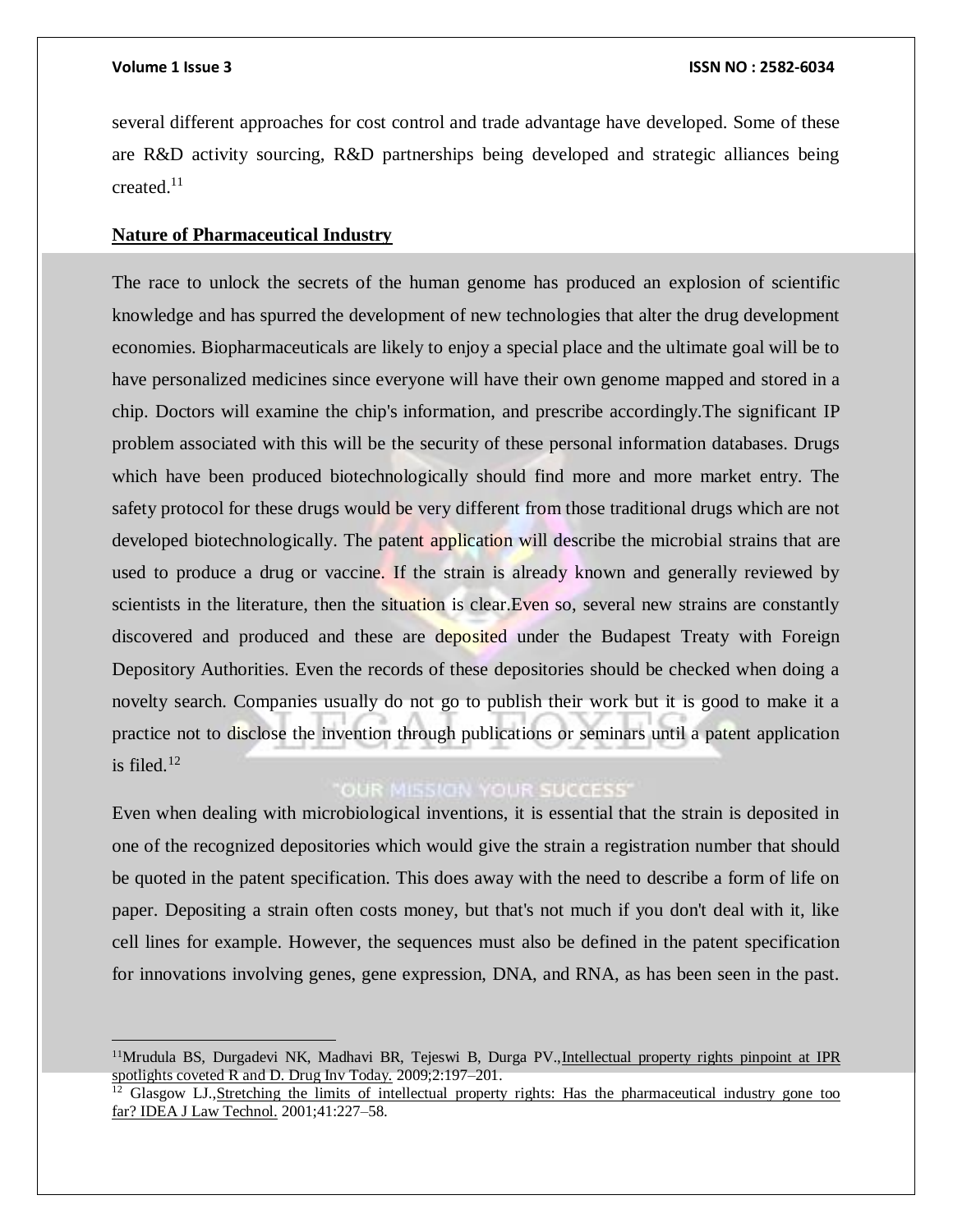several different approaches for cost control and trade advantage have developed. Some of these are R&D activity sourcing, R&D partnerships being developed and strategic alliances being created.[11]

**Nature of Pharmaceutical Industry**

The race to unlock the secrets of the human genome has produced an explosion of scientific knowledge and has spurred the development of new technologies that alter the drug development economies. Biopharmaceuticals are likely to enjoy a special place and the ultimate goal will be to have personalized medicines since everyone will have their own genome mapped and stored in a chip. Doctors will examine the chip's information, and prescribe accordingly.The significant IP problem associated with this will be the security of these personal information databases. Drugs which have been produced biotechnologically should find more and more market entry. The safety protocol for these drugs would be very different from those traditional drugs which are not developed biotechnologically. The patent application will describe the microbial strains that are used to produce a drug or vaccine. If the strain is already known and generally reviewed by scientists in the literature, then the situation is clear.Even so, several new strains are constantly discovered and produced and these are deposited under the Budapest Treaty with Foreign Depository Authorities. Even the records of these depositories should be checked when doing a novelty search. Companies usually do not go to publish their work but it is good to make it a practice not to disclose the invention through publications or seminars until a patent application is filed.[12]

Even when dealing with microbiological inventions, it is essential that the strain is deposited in one of the recognized depositories which would give the strain a registration number that should be quoted in the patent specification. This does away with the need to describe a form of life on paper. Depositing a strain often costs money, but that's not much if you don't deal with it, like cell lines for example. However, the sequences must also be defined in the patent specification for innovations involving genes, gene expression, DNA, and RNA, as has been seen in the past.

---

[11] Mrudula BS, Durgadevi NK, Madhavi BR, Tejeswi B, Durga PV., Intellectual property rights pinpoint at IPR spotlights coveted R and D. Drug Inv Today. 2009;2:197–201.

[12] Glasgow LJ., Stretching the limits of intellectual property rights: Has the pharmaceutical industry gone too far? IDEA J Law Technol. 2001;41:227–58.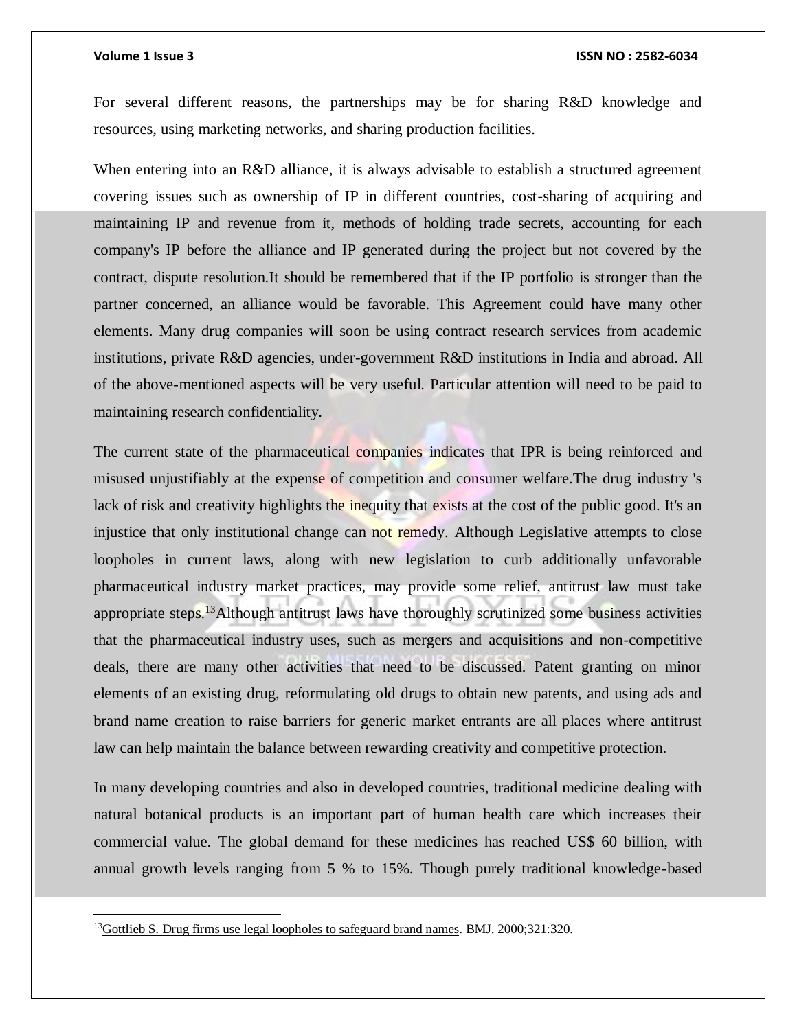For several different reasons, the partnerships may be for sharing R&D knowledge and resources, using marketing networks, and sharing production facilities.

When entering into an R&D alliance, it is always advisable to establish a structured agreement covering issues such as ownership of IP in different countries, cost-sharing of acquiring and maintaining IP and revenue from it, methods of holding trade secrets, accounting for each company's IP before the alliance and IP generated during the project but not covered by the contract, dispute resolution.It should be remembered that if the IP portfolio is stronger than the partner concerned, an alliance would be favorable. This Agreement could have many other elements. Many drug companies will soon be using contract research services from academic institutions, private R&D agencies, under-government R&D institutions in India and abroad. All of the above-mentioned aspects will be very useful. Particular attention will need to be paid to maintaining research confidentiality.

The current state of the pharmaceutical companies indicates that IPR is being reinforced and misused unjustifiably at the expense of competition and consumer welfare.The drug industry 's lack of risk and creativity highlights the inequity that exists at the cost of the public good. It's an injustice that only institutional change can not remedy. Although Legislative attempts to close loopholes in current laws, along with new legislation to curb additionally unfavorable pharmaceutical industry market practices, may provide some relief, antitrust law must take appropriate steps.[13]Although antitrust laws have thoroughly scrutinized some business activities that the pharmaceutical industry uses, such as mergers and acquisitions and non-competitive deals, there are many other activities that need to be discussed. Patent granting on minor elements of an existing drug, reformulating old drugs to obtain new patents, and using ads and brand name creation to raise barriers for generic market entrants are all places where antitrust law can help maintain the balance between rewarding creativity and competitive protection.

In many developing countries and also in developed countries, traditional medicine dealing with natural botanical products is an important part of human health care which increases their commercial value. The global demand for these medicines has reached US$ 60 billion, with annual growth levels ranging from 5 % to 15%. Though purely traditional knowledge-based

---

[13] Gottlieb S. Drug firms use legal loopholes to safeguard brand names. BMJ. 2000;321:320.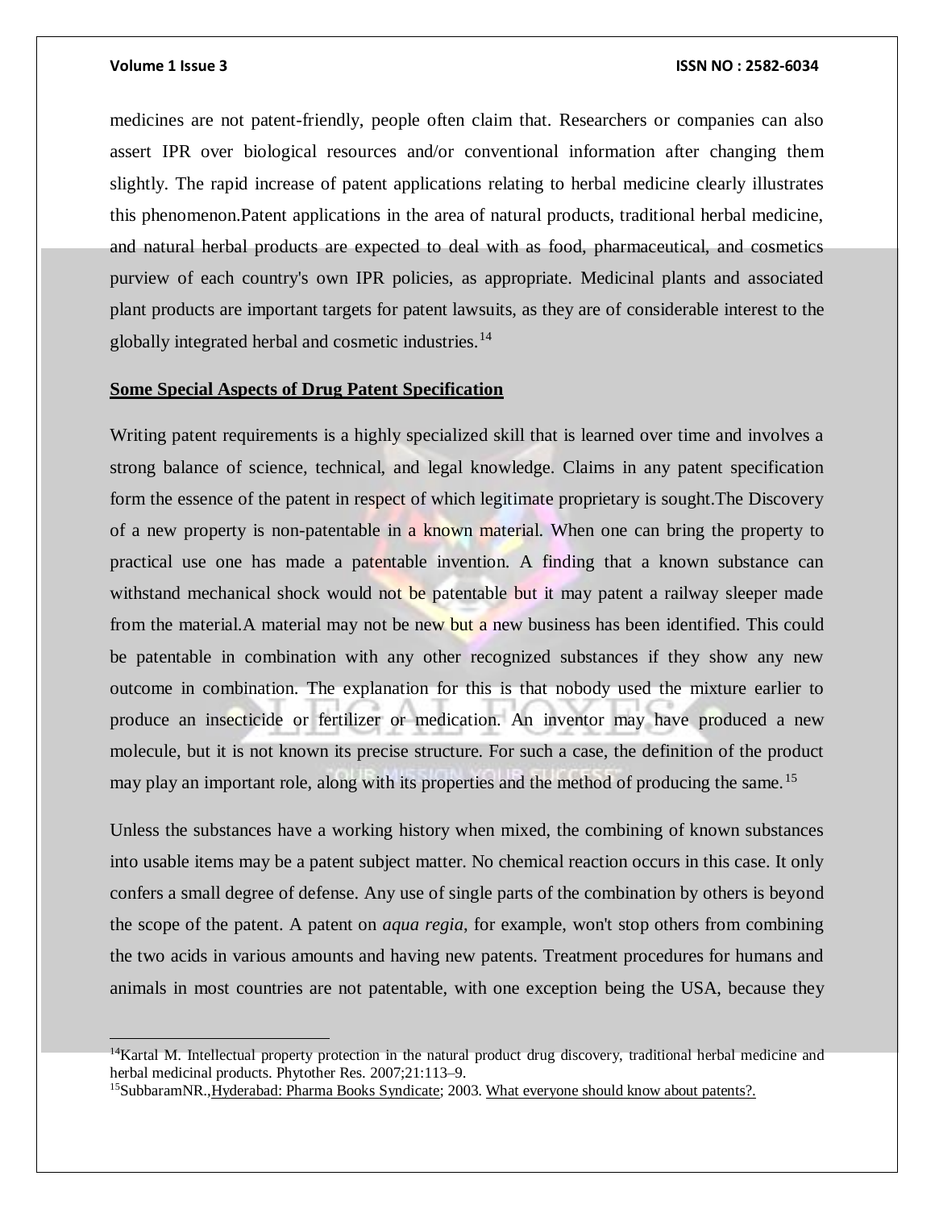medicines are not patent-friendly, people often claim that. Researchers or companies can also assert IPR over biological resources and/or conventional information after changing them slightly. The rapid increase of patent applications relating to herbal medicine clearly illustrates this phenomenon.Patent applications in the area of natural products, traditional herbal medicine, and natural herbal products are expected to deal with as food, pharmaceutical, and cosmetics purview of each country's own IPR policies, as appropriate. Medicinal plants and associated plant products are important targets for patent lawsuits, as they are of considerable interest to the globally integrated herbal and cosmetic industries.[14]

## Some Special Aspects of Drug Patent Specification

Writing patent requirements is a highly specialized skill that is learned over time and involves a strong balance of science, technical, and legal knowledge. Claims in any patent specification form the essence of the patent in respect of which legitimate proprietary is sought.The Discovery of a new property is non-patentable in a known material. When one can bring the property to practical use one has made a patentable invention. A finding that a known substance can withstand mechanical shock would not be patentable but it may patent a railway sleeper made from the material.A material may not be new but a new business has been identified. This could be patentable in combination with any other recognized substances if they show any new outcome in combination. The explanation for this is that nobody used the mixture earlier to produce an insecticide or fertilizer or medication. An inventor may have produced a new molecule, but it is not known its precise structure. For such a case, the definition of the product may play an important role, along with its properties and the method of producing the same.[15]

Unless the substances have a working history when mixed, the combining of known substances into usable items may be a patent subject matter. No chemical reaction occurs in this case. It only confers a small degree of defense. Any use of single parts of the combination by others is beyond the scope of the patent. A patent on *aqua regia*, for example, won't stop others from combining the two acids in various amounts and having new patents. Treatment procedures for humans and animals in most countries are not patentable, with one exception being the USA, because they

---

[14]Kartal M. Intellectual property protection in the natural product drug discovery, traditional herbal medicine and herbal medicinal products. Phytother Res. 2007;21:113–9.

[15]SubbaramNR.,Hyderabad: Pharma Books Syndicate; 2003. What everyone should know about patents?.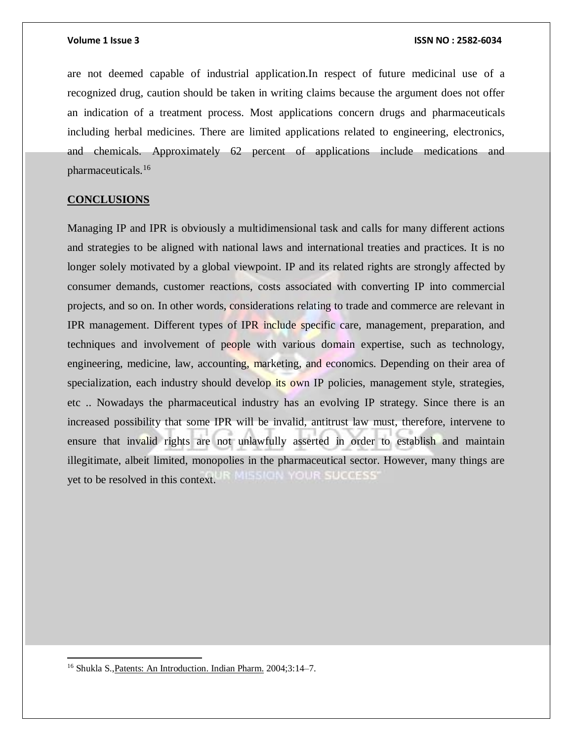are not deemed capable of industrial application.In respect of future medicinal use of a recognized drug, caution should be taken in writing claims because the argument does not offer an indication of a treatment process. Most applications concern drugs and pharmaceuticals including herbal medicines. There are limited applications related to engineering, electronics, and chemicals. Approximately 62 percent of applications include medications and pharmaceuticals.[16]

## CONCLUSIONS

Managing IP and IPR is obviously a multidimensional task and calls for many different actions and strategies to be aligned with national laws and international treaties and practices. It is no longer solely motivated by a global viewpoint. IP and its related rights are strongly affected by consumer demands, customer reactions, costs associated with converting IP into commercial projects, and so on. In other words, considerations relating to trade and commerce are relevant in IPR management. Different types of IPR include specific care, management, preparation, and techniques and involvement of people with various domain expertise, such as technology, engineering, medicine, law, accounting, marketing, and economics. Depending on their area of specialization, each industry should develop its own IP policies, management style, strategies, etc .. Nowadays the pharmaceutical industry has an evolving IP strategy. Since there is an increased possibility that some IPR will be invalid, antitrust law must, therefore, intervene to ensure that invalid rights are not unlawfully asserted in order to establish and maintain illegitimate, albeit limited, monopolies in the pharmaceutical sector. However, many things are yet to be resolved in this context.

---

[16] Shukla S.,Patents: An Introduction. Indian Pharm. 2004;3:14–7.